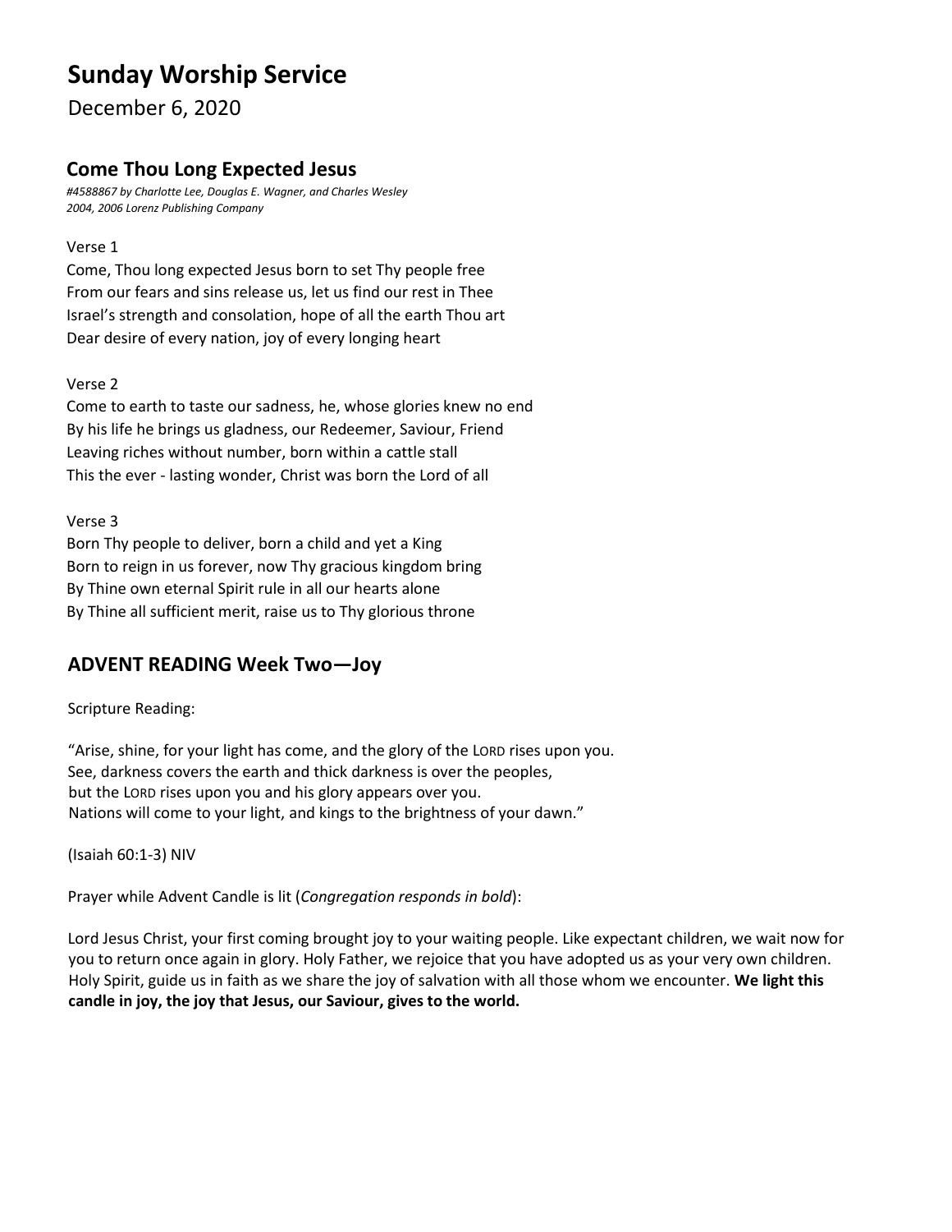# Sunday Worship Service

December 6, 2020

## Come Thou Long Expected Jesus

*#4588867 by Charlotte Lee, Douglas E. Wagner, and Charles Wesley*
*2004, 2006 Lorenz Publishing Company*

Verse 1

Come, Thou long expected Jesus born to set Thy people free
From our fears and sins release us, let us find our rest in Thee
Israel's strength and consolation, hope of all the earth Thou art
Dear desire of every nation, joy of every longing heart

Verse 2

Come to earth to taste our sadness, he, whose glories knew no end
By his life he brings us gladness, our Redeemer, Saviour, Friend
Leaving riches without number, born within a cattle stall
This the ever - lasting wonder, Christ was born the Lord of all

Verse 3

Born Thy people to deliver, born a child and yet a King
Born to reign in us forever, now Thy gracious kingdom bring
By Thine own eternal Spirit rule in all our hearts alone
By Thine all sufficient merit, raise us to Thy glorious throne

## ADVENT READING Week Two—Joy

Scripture Reading:

"Arise, shine, for your light has come, and the glory of the LORD rises upon you.
See, darkness covers the earth and thick darkness is over the peoples,
but the LORD rises upon you and his glory appears over you.
Nations will come to your light, and kings to the brightness of your dawn."

(Isaiah 60:1-3) NIV

Prayer while Advent Candle is lit (*Congregation responds in bold*):

Lord Jesus Christ, your first coming brought joy to your waiting people. Like expectant children, we wait now for you to return once again in glory. Holy Father, we rejoice that you have adopted us as your very own children. Holy Spirit, guide us in faith as we share the joy of salvation with all those whom we encounter. **We light this candle in joy, the joy that Jesus, our Saviour, gives to the world.**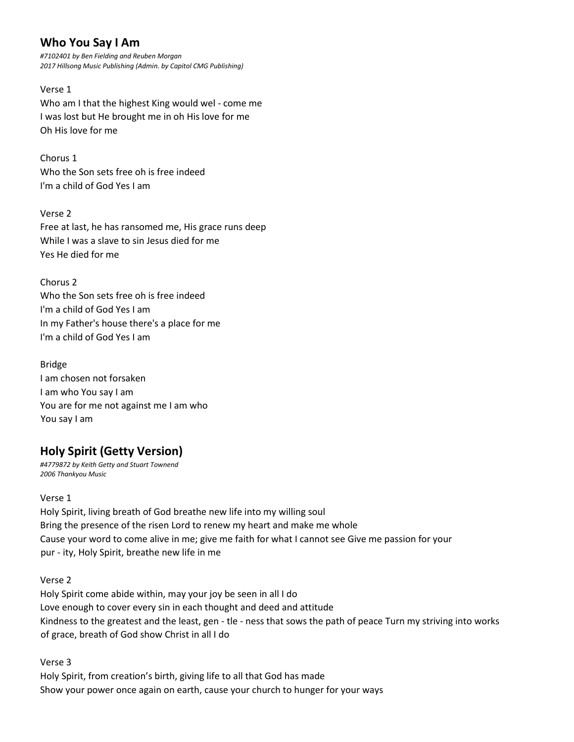## Who You Say I Am

*#7102401 by Ben Fielding and Reuben Morgan*
*2017 Hillsong Music Publishing (Admin. by Capitol CMG Publishing)*

Verse 1
Who am I that the highest King would wel - come me
I was lost but He brought me in oh His love for me
Oh His love for me

Chorus 1
Who the Son sets free oh is free indeed
I'm a child of God Yes I am

Verse 2
Free at last, he has ransomed me, His grace runs deep
While I was a slave to sin Jesus died for me
Yes He died for me

Chorus 2
Who the Son sets free oh is free indeed
I'm a child of God Yes I am
In my Father's house there's a place for me
I'm a child of God Yes I am

Bridge
I am chosen not forsaken
I am who You say I am
You are for me not against me I am who
You say I am

## Holy Spirit (Getty Version)

*#4779872 by Keith Getty and Stuart Townend*
*2006 Thankyou Music*

Verse 1
Holy Spirit, living breath of God breathe new life into my willing soul
Bring the presence of the risen Lord to renew my heart and make me whole
Cause your word to come alive in me; give me faith for what I cannot see Give me passion for your
pur - ity, Holy Spirit, breathe new life in me

Verse 2
Holy Spirit come abide within, may your joy be seen in all I do
Love enough to cover every sin in each thought and deed and attitude
Kindness to the greatest and the least, gen - tle - ness that sows the path of peace Turn my striving into works
of grace, breath of God show Christ in all I do

Verse 3
Holy Spirit, from creation's birth, giving life to all that God has made
Show your power once again on earth, cause your church to hunger for your ways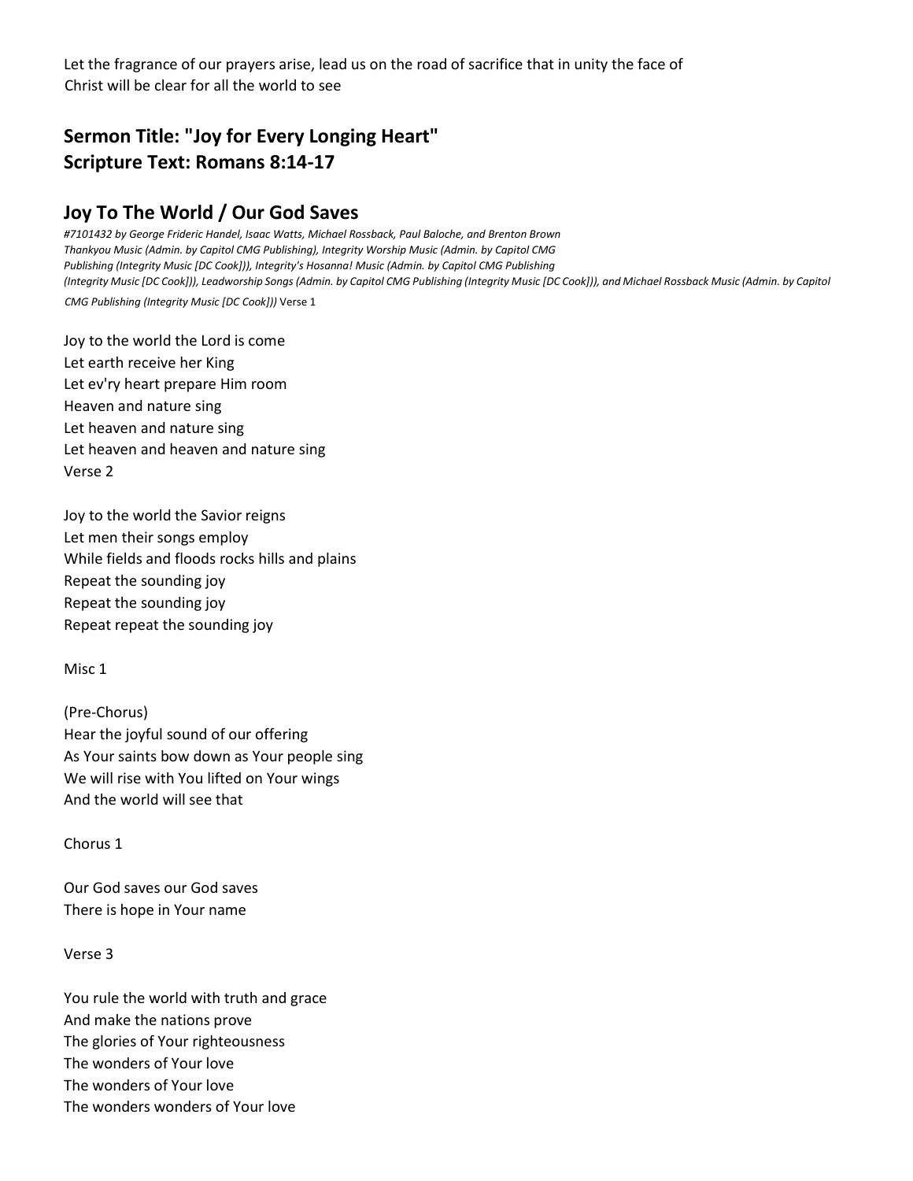Let the fragrance of our prayers arise, lead us on the road of sacrifice that in unity the face of Christ will be clear for all the world to see

## Sermon Title: "Joy for Every Longing Heart"
## Scripture Text: Romans 8:14-17

## Joy To The World / Our God Saves

*#7101432 by George Frideric Handel, Isaac Watts, Michael Rossback, Paul Baloche, and Brenton Brown Thankyou Music (Admin. by Capitol CMG Publishing), Integrity Worship Music (Admin. by Capitol CMG Publishing (Integrity Music [DC Cook])), Integrity's Hosanna! Music (Admin. by Capitol CMG Publishing (Integrity Music [DC Cook])), Leadworship Songs (Admin. by Capitol CMG Publishing (Integrity Music [DC Cook])), and Michael Rossback Music (Admin. by Capitol CMG Publishing (Integrity Music [DC Cook]))* Verse 1

Joy to the world the Lord is come
Let earth receive her King
Let ev'ry heart prepare Him room
Heaven and nature sing
Let heaven and nature sing
Let heaven and heaven and nature sing
Verse 2

Joy to the world the Savior reigns
Let men their songs employ
While fields and floods rocks hills and plains
Repeat the sounding joy
Repeat the sounding joy
Repeat repeat the sounding joy

Misc 1

(Pre-Chorus)
Hear the joyful sound of our offering
As Your saints bow down as Your people sing
We will rise with You lifted on Your wings
And the world will see that

Chorus 1

Our God saves our God saves
There is hope in Your name

Verse 3

You rule the world with truth and grace
And make the nations prove
The glories of Your righteousness
The wonders of Your love
The wonders of Your love
The wonders wonders of Your love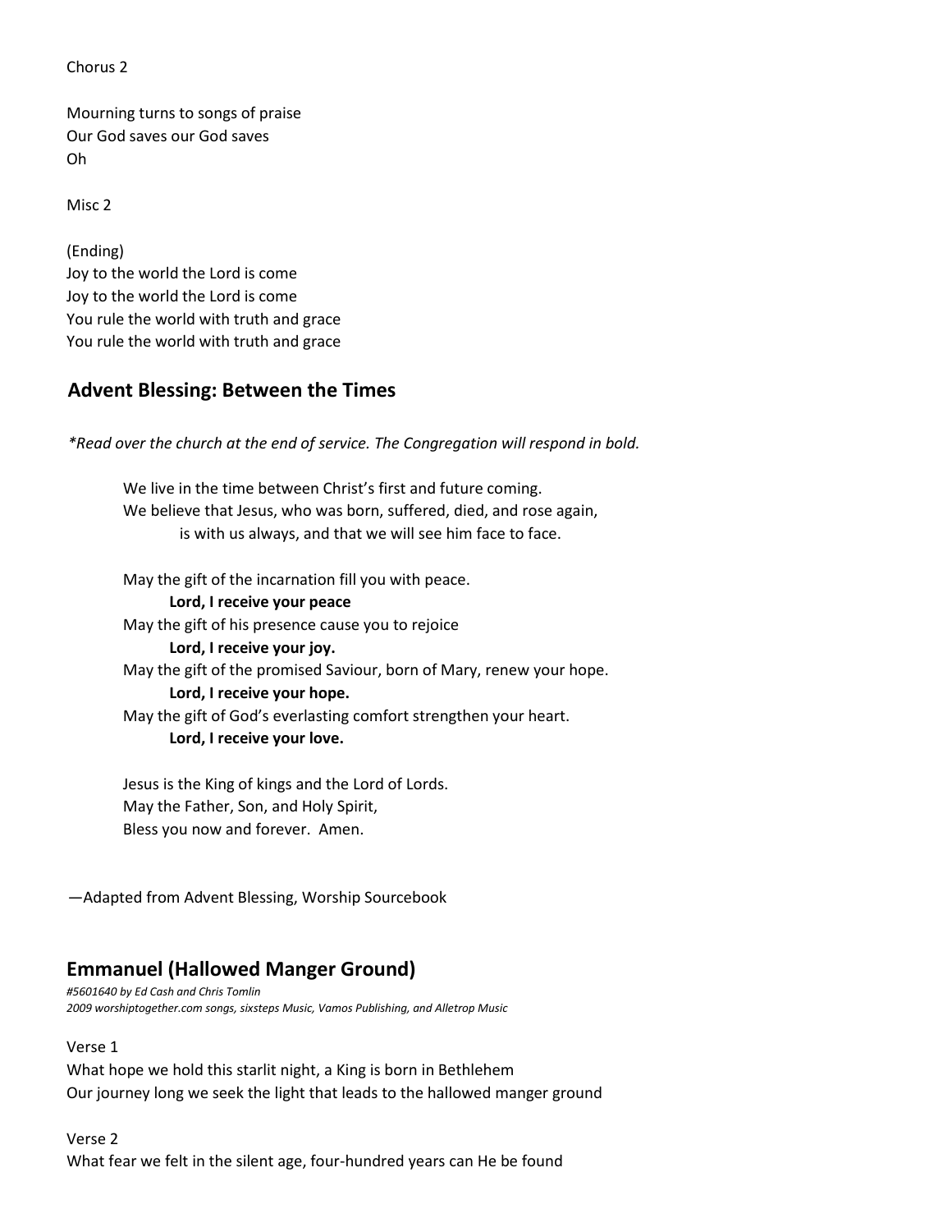Chorus 2

Mourning turns to songs of praise
Our God saves our God saves
Oh

Misc 2

(Ending)
Joy to the world the Lord is come
Joy to the world the Lord is come
You rule the world with truth and grace
You rule the world with truth and grace

## Advent Blessing: Between the Times

*\*Read over the church at the end of service. The Congregation will respond in bold.*

We live in the time between Christ's first and future coming.
We believe that Jesus, who was born, suffered, died, and rose again,
is with us always, and that we will see him face to face.

May the gift of the incarnation fill you with peace.
**Lord, I receive your peace**
May the gift of his presence cause you to rejoice
**Lord, I receive your joy.**
May the gift of the promised Saviour, born of Mary, renew your hope.
**Lord, I receive your hope.**
May the gift of God's everlasting comfort strengthen your heart.
**Lord, I receive your love.**

Jesus is the King of kings and the Lord of Lords.
May the Father, Son, and Holy Spirit,
Bless you now and forever. Amen.

—Adapted from Advent Blessing, Worship Sourcebook

## Emmanuel (Hallowed Manger Ground)

*#5601640 by Ed Cash and Chris Tomlin*
*2009 worshiptogether.com songs, sixsteps Music, Vamos Publishing, and Alletrop Music*

Verse 1
What hope we hold this starlit night, a King is born in Bethlehem
Our journey long we seek the light that leads to the hallowed manger ground

Verse 2
What fear we felt in the silent age, four-hundred years can He be found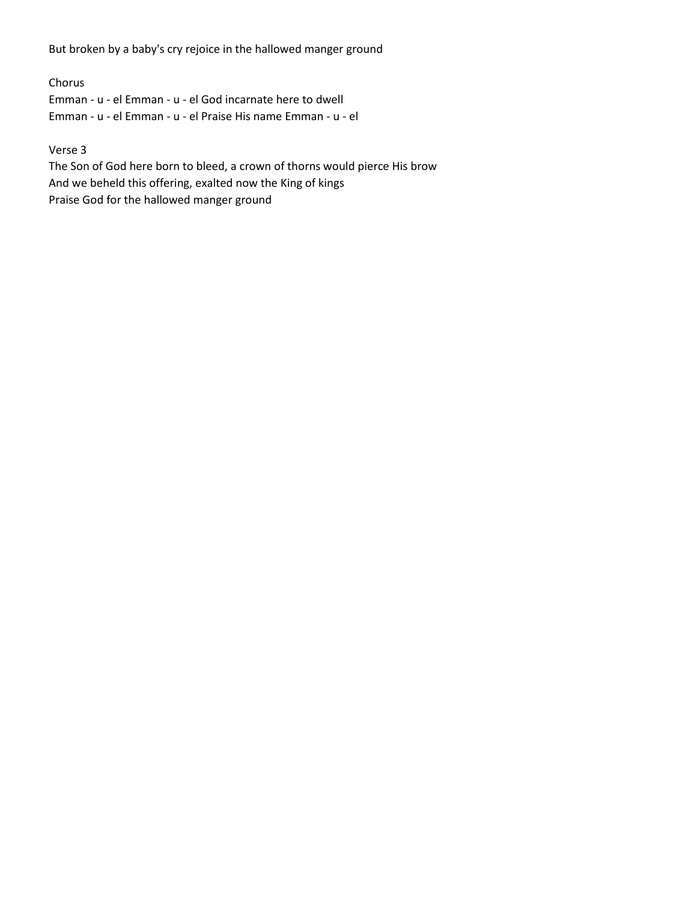But broken by a baby's cry rejoice in the hallowed manger ground

Chorus
Emman - u - el Emman - u - el God incarnate here to dwell
Emman - u - el Emman - u - el Praise His name Emman - u - el

Verse 3
The Son of God here born to bleed, a crown of thorns would pierce His brow
And we beheld this offering, exalted now the King of kings
Praise God for the hallowed manger ground